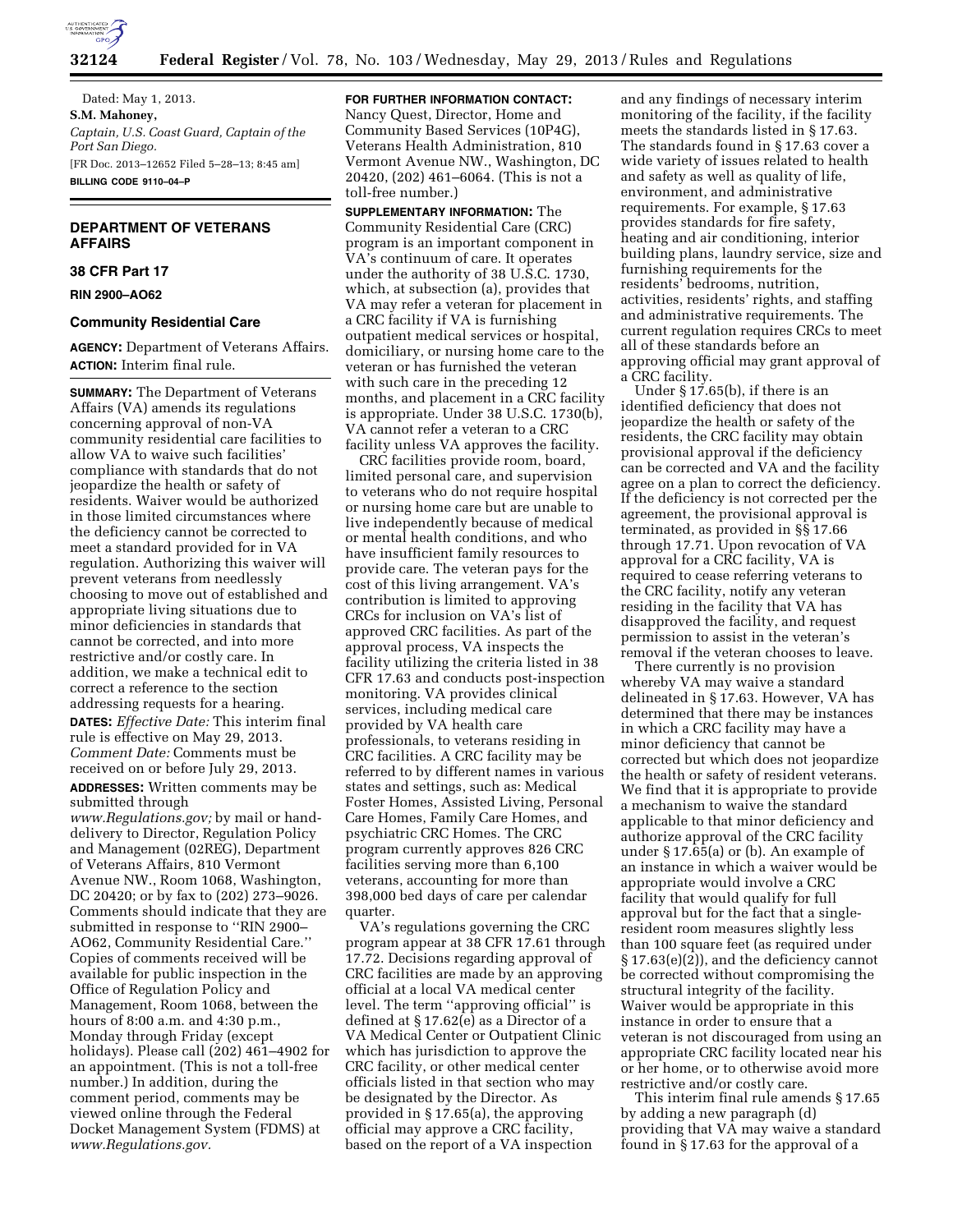Dated: May 1, 2013.

**S.M. Mahoney,**

*Captain, U.S. Coast Guard, Captain of the Port San Diego.*

[FR Doc. 2013–12652 Filed 5–28–13; 8:45 am]

**BILLING CODE 9110–04–P**

## DEPARTMENT OF VETERANS AFFAIRS

### 38 CFR Part 17

### RIN 2900–AO62

### Community Residential Care

**AGENCY:** Department of Veterans Affairs.

**ACTION:** Interim final rule.

**SUMMARY:** The Department of Veterans Affairs (VA) amends its regulations concerning approval of non-VA community residential care facilities to allow VA to waive such facilities' compliance with standards that do not jeopardize the health or safety of residents. Waiver would be authorized in those limited circumstances where the deficiency cannot be corrected to meet a standard provided for in VA regulation. Authorizing this waiver will prevent veterans from needlessly choosing to move out of established and appropriate living situations due to minor deficiencies in standards that cannot be corrected, and into more restrictive and/or costly care. In addition, we make a technical edit to correct a reference to the section addressing requests for a hearing.

**DATES:** *Effective Date:* This interim final rule is effective on May 29, 2013. *Comment Date:* Comments must be received on or before July 29, 2013.

**ADDRESSES:** Written comments may be submitted through *www.Regulations.gov;* by mail or hand-delivery to Director, Regulation Policy and Management (02REG), Department of Veterans Affairs, 810 Vermont Avenue NW., Room 1068, Washington, DC 20420; or by fax to (202) 273–9026. Comments should indicate that they are submitted in response to ''RIN 2900–AO62, Community Residential Care.'' Copies of comments received will be available for public inspection in the Office of Regulation Policy and Management, Room 1068, between the hours of 8:00 a.m. and 4:30 p.m., Monday through Friday (except holidays). Please call (202) 461–4902 for an appointment. (This is not a toll-free number.) In addition, during the comment period, comments may be viewed online through the Federal Docket Management System (FDMS) at *www.Regulations.gov.*

**FOR FURTHER INFORMATION CONTACT:** Nancy Quest, Director, Home and Community Based Services (10P4G), Veterans Health Administration, 810 Vermont Avenue NW., Washington, DC 20420, (202) 461–6064. (This is not a toll-free number.)

**SUPPLEMENTARY INFORMATION:** The Community Residential Care (CRC) program is an important component in VA's continuum of care. It operates under the authority of 38 U.S.C. 1730, which, at subsection (a), provides that VA may refer a veteran for placement in a CRC facility if VA is furnishing outpatient medical services or hospital, domiciliary, or nursing home care to the veteran or has furnished the veteran with such care in the preceding 12 months, and placement in a CRC facility is appropriate. Under 38 U.S.C. 1730(b), VA cannot refer a veteran to a CRC facility unless VA approves the facility.

CRC facilities provide room, board, limited personal care, and supervision to veterans who do not require hospital or nursing home care but are unable to live independently because of medical or mental health conditions, and who have insufficient family resources to provide care. The veteran pays for the cost of this living arrangement. VA's contribution is limited to approving CRCs for inclusion on VA's list of approved CRC facilities. As part of the approval process, VA inspects the facility utilizing the criteria listed in 38 CFR 17.63 and conducts post-inspection monitoring. VA provides clinical services, including medical care provided by VA health care professionals, to veterans residing in CRC facilities. A CRC facility may be referred to by different names in various states and settings, such as: Medical Foster Homes, Assisted Living, Personal Care Homes, Family Care Homes, and psychiatric CRC Homes. The CRC program currently approves 826 CRC facilities serving more than 6,100 veterans, accounting for more than 398,000 bed days of care per calendar quarter.

VA's regulations governing the CRC program appear at 38 CFR 17.61 through 17.72. Decisions regarding approval of CRC facilities are made by an approving official at a local VA medical center level. The term ''approving official'' is defined at § 17.62(e) as a Director of a VA Medical Center or Outpatient Clinic which has jurisdiction to approve the CRC facility, or other medical center officials listed in that section who may be designated by the Director. As provided in § 17.65(a), the approving official may approve a CRC facility, based on the report of a VA inspection and any findings of necessary interim monitoring of the facility, if the facility meets the standards listed in § 17.63. The standards found in § 17.63 cover a wide variety of issues related to health and safety as well as quality of life, environment, and administrative requirements. For example, § 17.63 provides standards for fire safety, heating and air conditioning, interior building plans, laundry service, size and furnishing requirements for the residents' bedrooms, nutrition, activities, residents' rights, and staffing and administrative requirements. The current regulation requires CRCs to meet all of these standards before an approving official may grant approval of a CRC facility.

Under § 17.65(b), if there is an identified deficiency that does not jeopardize the health or safety of the residents, the CRC facility may obtain provisional approval if the deficiency can be corrected and VA and the facility agree on a plan to correct the deficiency. If the deficiency is not corrected per the agreement, the provisional approval is terminated, as provided in §§ 17.66 through 17.71. Upon revocation of VA approval for a CRC facility, VA is required to cease referring veterans to the CRC facility, notify any veteran residing in the facility that VA has disapproved the facility, and request permission to assist in the veteran's removal if the veteran chooses to leave.

There currently is no provision whereby VA may waive a standard delineated in § 17.63. However, VA has determined that there may be instances in which a CRC facility may have a minor deficiency that cannot be corrected but which does not jeopardize the health or safety of resident veterans. We find that it is appropriate to provide a mechanism to waive the standard applicable to that minor deficiency and authorize approval of the CRC facility under § 17.65(a) or (b). An example of an instance in which a waiver would be appropriate would involve a CRC facility that would qualify for full approval but for the fact that a single-resident room measures slightly less than 100 square feet (as required under § 17.63(e)(2)), and the deficiency cannot be corrected without compromising the structural integrity of the facility. Waiver would be appropriate in this instance in order to ensure that a veteran is not discouraged from using an appropriate CRC facility located near his or her home, or to otherwise avoid more restrictive and/or costly care.

This interim final rule amends § 17.65 by adding a new paragraph (d) providing that VA may waive a standard found in § 17.63 for the approval of a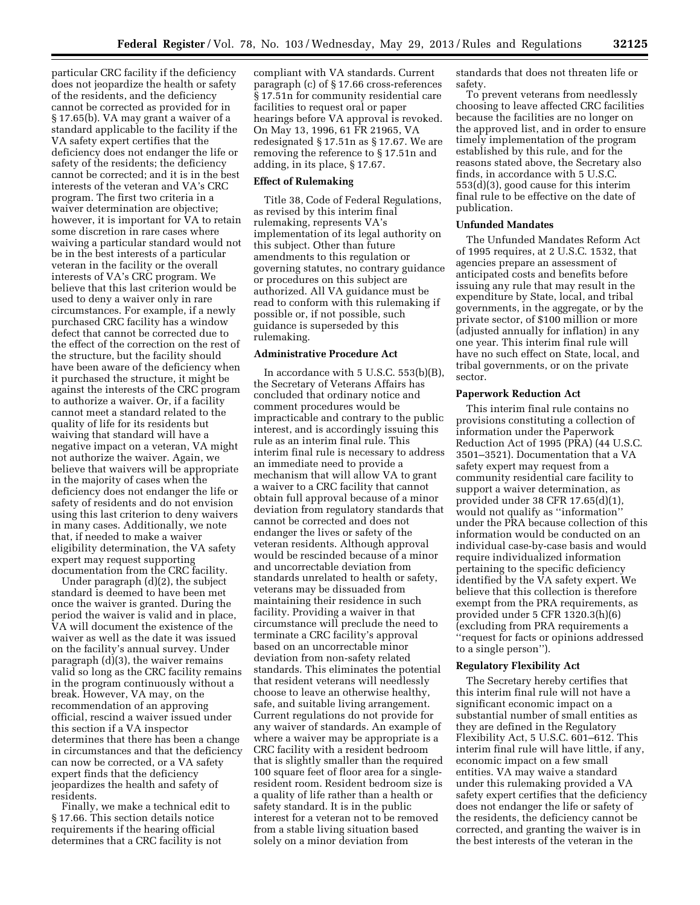particular CRC facility if the deficiency does not jeopardize the health or safety of the residents, and the deficiency cannot be corrected as provided for in § 17.65(b). VA may grant a waiver of a standard applicable to the facility if the VA safety expert certifies that the deficiency does not endanger the life or safety of the residents; the deficiency cannot be corrected; and it is in the best interests of the veteran and VA's CRC program. The first two criteria in a waiver determination are objective; however, it is important for VA to retain some discretion in rare cases where waiving a particular standard would not be in the best interests of a particular veteran in the facility or the overall interests of VA's CRC program. We believe that this last criterion would be used to deny a waiver only in rare circumstances. For example, if a newly purchased CRC facility has a window defect that cannot be corrected due to the effect of the correction on the rest of the structure, but the facility should have been aware of the deficiency when it purchased the structure, it might be against the interests of the CRC program to authorize a waiver. Or, if a facility cannot meet a standard related to the quality of life for its residents but waiving that standard will have a negative impact on a veteran, VA might not authorize the waiver. Again, we believe that waivers will be appropriate in the majority of cases when the deficiency does not endanger the life or safety of residents and do not envision using this last criterion to deny waivers in many cases. Additionally, we note that, if needed to make a waiver eligibility determination, the VA safety expert may request supporting documentation from the CRC facility.

Under paragraph (d)(2), the subject standard is deemed to have been met once the waiver is granted. During the period the waiver is valid and in place, VA will document the existence of the waiver as well as the date it was issued on the facility's annual survey. Under paragraph (d)(3), the waiver remains valid so long as the CRC facility remains in the program continuously without a break. However, VA may, on the recommendation of an approving official, rescind a waiver issued under this section if a VA inspector determines that there has been a change in circumstances and that the deficiency can now be corrected, or a VA safety expert finds that the deficiency jeopardizes the health and safety of residents.

Finally, we make a technical edit to § 17.66. This section details notice requirements if the hearing official determines that a CRC facility is not compliant with VA standards. Current paragraph (c) of § 17.66 cross-references § 17.51n for community residential care facilities to request oral or paper hearings before VA approval is revoked. On May 13, 1996, 61 FR 21965, VA redesignated § 17.51n as § 17.67. We are removing the reference to § 17.51n and adding, in its place, § 17.67.

## Effect of Rulemaking

Title 38, Code of Federal Regulations, as revised by this interim final rulemaking, represents VA's implementation of its legal authority on this subject. Other than future amendments to this regulation or governing statutes, no contrary guidance or procedures on this subject are authorized. All VA guidance must be read to conform with this rulemaking if possible or, if not possible, such guidance is superseded by this rulemaking.

## Administrative Procedure Act

In accordance with 5 U.S.C. 553(b)(B), the Secretary of Veterans Affairs has concluded that ordinary notice and comment procedures would be impracticable and contrary to the public interest, and is accordingly issuing this rule as an interim final rule. This interim final rule is necessary to address an immediate need to provide a mechanism that will allow VA to grant a waiver to a CRC facility that cannot obtain full approval because of a minor deviation from regulatory standards that cannot be corrected and does not endanger the lives or safety of the veteran residents. Although approval would be rescinded because of a minor and uncorrectable deviation from standards unrelated to health or safety, veterans may be dissuaded from maintaining their residence in such facility. Providing a waiver in that circumstance will preclude the need to terminate a CRC facility's approval based on an uncorrectable minor deviation from non-safety related standards. This eliminates the potential that resident veterans will needlessly choose to leave an otherwise healthy, safe, and suitable living arrangement. Current regulations do not provide for any waiver of standards. An example of where a waiver may be appropriate is a CRC facility with a resident bedroom that is slightly smaller than the required 100 square feet of floor area for a single-resident room. Resident bedroom size is a quality of life rather than a health or safety standard. It is in the public interest for a veteran not to be removed from a stable living situation based solely on a minor deviation from standards that does not threaten life or safety.

To prevent veterans from needlessly choosing to leave affected CRC facilities because the facilities are no longer on the approved list, and in order to ensure timely implementation of the program established by this rule, and for the reasons stated above, the Secretary also finds, in accordance with 5 U.S.C. 553(d)(3), good cause for this interim final rule to be effective on the date of publication.

## Unfunded Mandates

The Unfunded Mandates Reform Act of 1995 requires, at 2 U.S.C. 1532, that agencies prepare an assessment of anticipated costs and benefits before issuing any rule that may result in the expenditure by State, local, and tribal governments, in the aggregate, or by the private sector, of $100 million or more (adjusted annually for inflation) in any one year. This interim final rule will have no such effect on State, local, and tribal governments, or on the private sector.

## Paperwork Reduction Act

This interim final rule contains no provisions constituting a collection of information under the Paperwork Reduction Act of 1995 (PRA) (44 U.S.C. 3501–3521). Documentation that a VA safety expert may request from a community residential care facility to support a waiver determination, as provided under 38 CFR 17.65(d)(1), would not qualify as "information" under the PRA because collection of this information would be conducted on an individual case-by-case basis and would require individualized information pertaining to the specific deficiency identified by the VA safety expert. We believe that this collection is therefore exempt from the PRA requirements, as provided under 5 CFR 1320.3(h)(6) (excluding from PRA requirements a "request for facts or opinions addressed to a single person").

## Regulatory Flexibility Act

The Secretary hereby certifies that this interim final rule will not have a significant economic impact on a substantial number of small entities as they are defined in the Regulatory Flexibility Act, 5 U.S.C. 601–612. This interim final rule will have little, if any, economic impact on a few small entities. VA may waive a standard under this rulemaking provided a VA safety expert certifies that the deficiency does not endanger the life or safety of the residents, the deficiency cannot be corrected, and granting the waiver is in the best interests of the veteran in the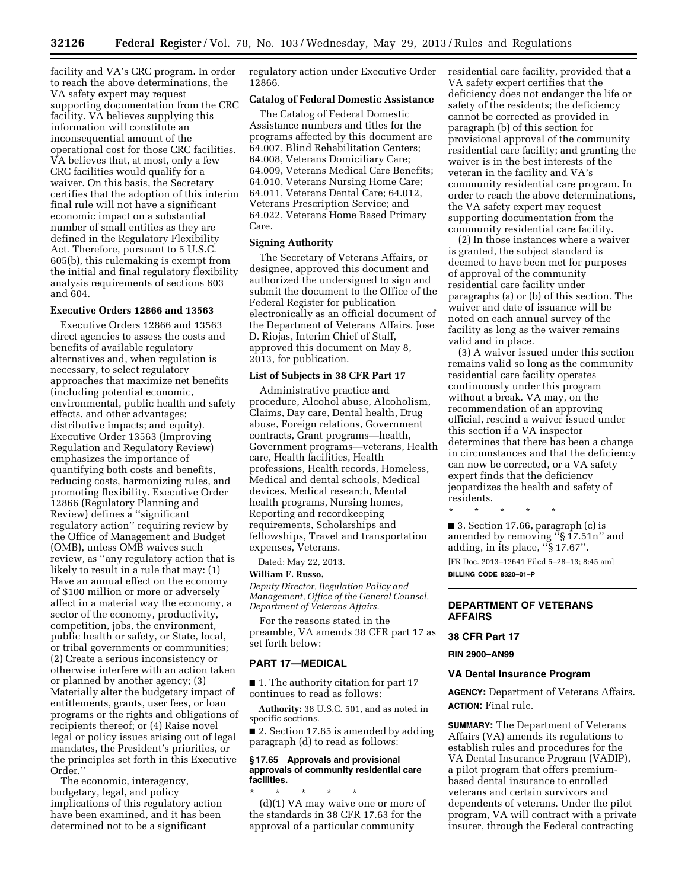facility and VA's CRC program. In order to reach the above determinations, the VA safety expert may request supporting documentation from the CRC facility. VA believes supplying this information will constitute an inconsequential amount of the operational cost for those CRC facilities. VA believes that, at most, only a few CRC facilities would qualify for a waiver. On this basis, the Secretary certifies that the adoption of this interim final rule will not have a significant economic impact on a substantial number of small entities as they are defined in the Regulatory Flexibility Act. Therefore, pursuant to 5 U.S.C. 605(b), this rulemaking is exempt from the initial and final regulatory flexibility analysis requirements of sections 603 and 604.

**Executive Orders 12866 and 13563**

Executive Orders 12866 and 13563 direct agencies to assess the costs and benefits of available regulatory alternatives and, when regulation is necessary, to select regulatory approaches that maximize net benefits (including potential economic, environmental, public health and safety effects, and other advantages; distributive impacts; and equity). Executive Order 13563 (Improving Regulation and Regulatory Review) emphasizes the importance of quantifying both costs and benefits, reducing costs, harmonizing rules, and promoting flexibility. Executive Order 12866 (Regulatory Planning and Review) defines a ''significant regulatory action'' requiring review by the Office of Management and Budget (OMB), unless OMB waives such review, as ''any regulatory action that is likely to result in a rule that may: (1) Have an annual effect on the economy of $100 million or more or adversely affect in a material way the economy, a sector of the economy, productivity, competition, jobs, the environment, public health or safety, or State, local, or tribal governments or communities; (2) Create a serious inconsistency or otherwise interfere with an action taken or planned by another agency; (3) Materially alter the budgetary impact of entitlements, grants, user fees, or loan programs or the rights and obligations of recipients thereof; or (4) Raise novel legal or policy issues arising out of legal mandates, the President's priorities, or the principles set forth in this Executive Order.''

The economic, interagency, budgetary, legal, and policy implications of this regulatory action have been examined, and it has been determined not to be a significant regulatory action under Executive Order 12866.

**Catalog of Federal Domestic Assistance**

The Catalog of Federal Domestic Assistance numbers and titles for the programs affected by this document are 64.007, Blind Rehabilitation Centers; 64.008, Veterans Domiciliary Care; 64.009, Veterans Medical Care Benefits; 64.010, Veterans Nursing Home Care; 64.011, Veterans Dental Care; 64.012, Veterans Prescription Service; and 64.022, Veterans Home Based Primary Care.

**Signing Authority**

The Secretary of Veterans Affairs, or designee, approved this document and authorized the undersigned to sign and submit the document to the Office of the Federal Register for publication electronically as an official document of the Department of Veterans Affairs. Jose D. Riojas, Interim Chief of Staff, approved this document on May 8, 2013, for publication.

**List of Subjects in 38 CFR Part 17**

Administrative practice and procedure, Alcohol abuse, Alcoholism, Claims, Day care, Dental health, Drug abuse, Foreign relations, Government contracts, Grant programs—health, Government programs—veterans, Health care, Health facilities, Health professions, Health records, Homeless, Medical and dental schools, Medical devices, Medical research, Mental health programs, Nursing homes, Reporting and recordkeeping requirements, Scholarships and fellowships, Travel and transportation expenses, Veterans.

Dated: May 22, 2013.

**William F. Russo,**

*Deputy Director, Regulation Policy and Management, Office of the General Counsel, Department of Veterans Affairs.*

For the reasons stated in the preamble, VA amends 38 CFR part 17 as set forth below:

## PART 17—MEDICAL

■ 1. The authority citation for part 17 continues to read as follows:

**Authority:** 38 U.S.C. 501, and as noted in specific sections.

■ 2. Section 17.65 is amended by adding paragraph (d) to read as follows:

### § 17.65 Approvals and provisional approvals of community residential care facilities.

\* \* \* \* \*

(d)(1) VA may waive one or more of the standards in 38 CFR 17.63 for the approval of a particular community residential care facility, provided that a VA safety expert certifies that the deficiency does not endanger the life or safety of the residents; the deficiency cannot be corrected as provided in paragraph (b) of this section for provisional approval of the community residential care facility; and granting the waiver is in the best interests of the veteran in the facility and VA's community residential care program. In order to reach the above determinations, the VA safety expert may request supporting documentation from the community residential care facility.

(2) In those instances where a waiver is granted, the subject standard is deemed to have been met for purposes of approval of the community residential care facility under paragraphs (a) or (b) of this section. The waiver and date of issuance will be noted on each annual survey of the facility as long as the waiver remains valid and in place.

(3) A waiver issued under this section remains valid so long as the community residential care facility operates continuously under this program without a break. VA may, on the recommendation of an approving official, rescind a waiver issued under this section if a VA inspector determines that there has been a change in circumstances and that the deficiency can now be corrected, or a VA safety expert finds that the deficiency jeopardizes the health and safety of residents.

\* \* \* \* \*

■ 3. Section 17.66, paragraph (c) is amended by removing ''§ 17.51n'' and adding, in its place, ''§ 17.67''.

[FR Doc. 2013–12641 Filed 5–28–13; 8:45 am]

**BILLING CODE 8320–01–P**

---

## DEPARTMENT OF VETERANS AFFAIRS

### 38 CFR Part 17

**RIN 2900–AN99**

### VA Dental Insurance Program

**AGENCY:** Department of Veterans Affairs.

**ACTION:** Final rule.

**SUMMARY:** The Department of Veterans Affairs (VA) amends its regulations to establish rules and procedures for the VA Dental Insurance Program (VADIP), a pilot program that offers premium-based dental insurance to enrolled veterans and certain survivors and dependents of veterans. Under the pilot program, VA will contract with a private insurer, through the Federal contracting